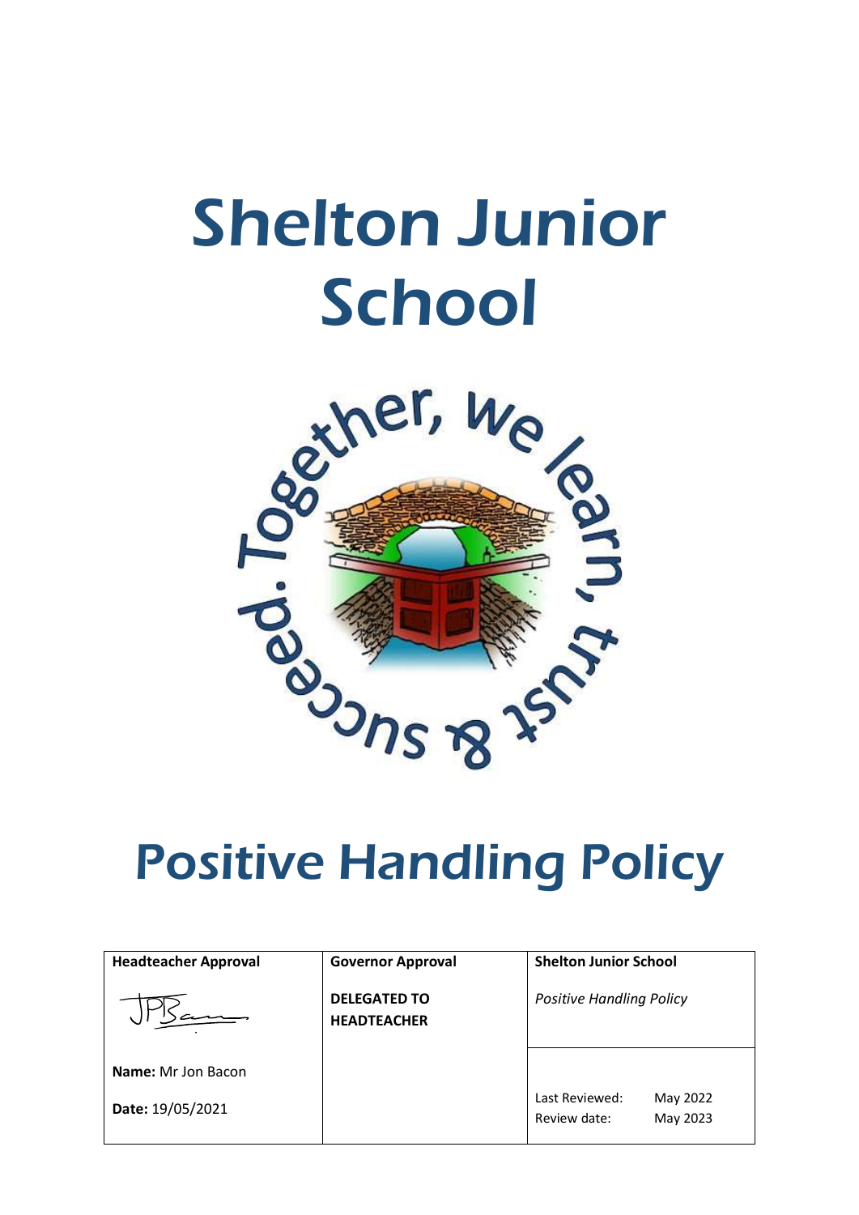# Shelton Junior School

Together, we learn, trust & succeed.

# Positive Handling Policy

| Headteacher Approval | Governor Approval | Shelton Junior School | |
|---|---|---|---|
| | **DELEGATED TO HEADTEACHER** | *Positive Handling Policy* | |
| **Name:** Mr Jon Bacon | | Last Reviewed: | May 2022 |
| **Date:** 19/05/2021 | | Review date: | May 2023 |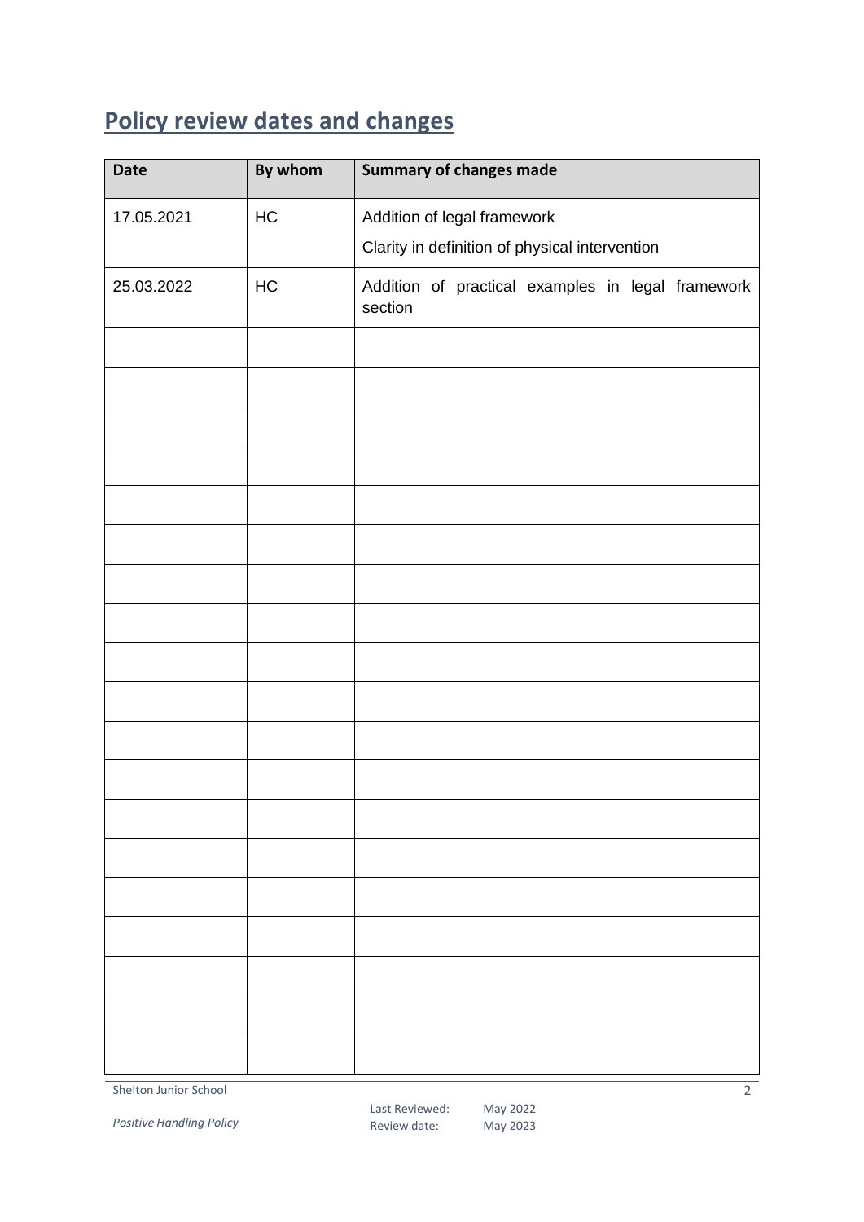## Policy review dates and changes

| Date | By whom | Summary of changes made |
|---|---|---|
| 17.05.2021 | HC | Addition of legal framework<br>Clarity in definition of physical intervention |
| 25.03.2022 | HC | Addition of practical examples in legal framework section |
| | | |
| | | |
| | | |
| | | |
| | | |
| | | |
| | | |
| | | |
| | | |
| | | |
| | | |
| | | |
| | | |
| | | |
| | | |
| | | |
| | | |
| | | |
| | | |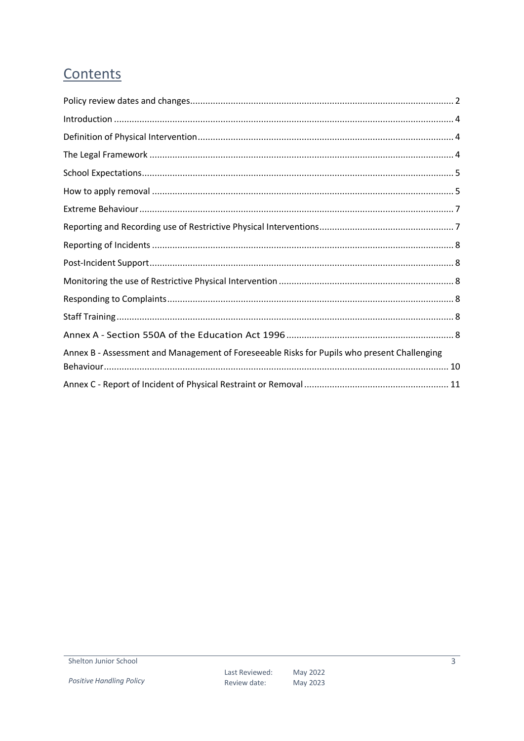# Contents

- Policy review dates and changes ... 2
- Introduction ... 4
- Definition of Physical Intervention ... 4
- The Legal Framework ... 4
- School Expectations ... 5
- How to apply removal ... 5
- Extreme Behaviour ... 7
- Reporting and Recording use of Restrictive Physical Interventions ... 7
- Reporting of Incidents ... 8
- Post-Incident Support ... 8
- Monitoring the use of Restrictive Physical Intervention ... 8
- Responding to Complaints ... 8
- Staff Training ... 8
- Annex A - Section 550A of the Education Act 1996 ... 8
- Annex B - Assessment and Management of Foreseeable Risks for Pupils who present Challenging Behaviour ... 10
- Annex C - Report of Incident of Physical Restraint or Removal ... 11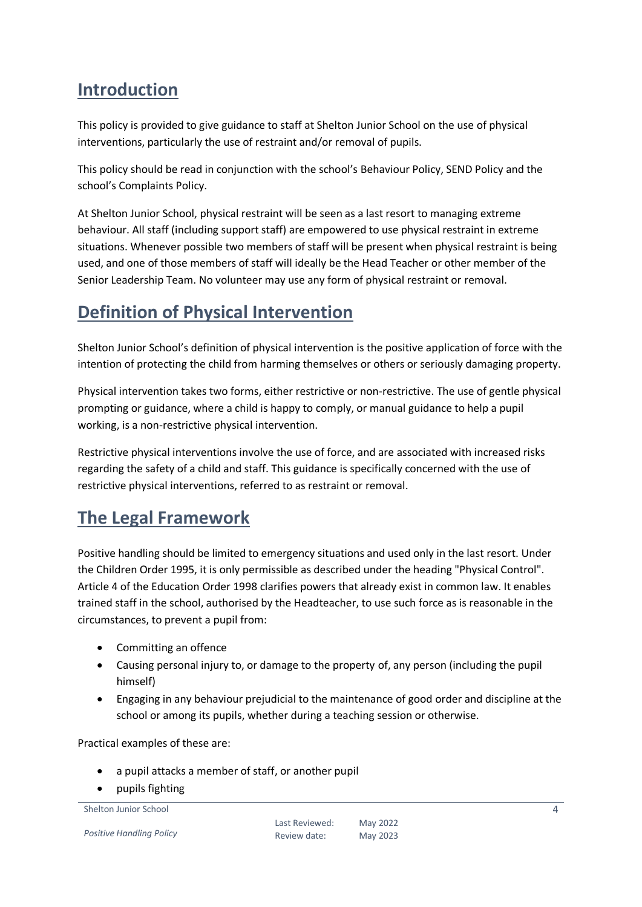## Introduction

This policy is provided to give guidance to staff at Shelton Junior School on the use of physical interventions, particularly the use of restraint and/or removal of pupils.

This policy should be read in conjunction with the school's Behaviour Policy, SEND Policy and the school's Complaints Policy.

At Shelton Junior School, physical restraint will be seen as a last resort to managing extreme behaviour. All staff (including support staff) are empowered to use physical restraint in extreme situations. Whenever possible two members of staff will be present when physical restraint is being used, and one of those members of staff will ideally be the Head Teacher or other member of the Senior Leadership Team. No volunteer may use any form of physical restraint or removal.

## Definition of Physical Intervention

Shelton Junior School's definition of physical intervention is the positive application of force with the intention of protecting the child from harming themselves or others or seriously damaging property.

Physical intervention takes two forms, either restrictive or non-restrictive. The use of gentle physical prompting or guidance, where a child is happy to comply, or manual guidance to help a pupil working, is a non-restrictive physical intervention.

Restrictive physical interventions involve the use of force, and are associated with increased risks regarding the safety of a child and staff. This guidance is specifically concerned with the use of restrictive physical interventions, referred to as restraint or removal.

## The Legal Framework

Positive handling should be limited to emergency situations and used only in the last resort. Under the Children Order 1995, it is only permissible as described under the heading "Physical Control". Article 4 of the Education Order 1998 clarifies powers that already exist in common law. It enables trained staff in the school, authorised by the Headteacher, to use such force as is reasonable in the circumstances, to prevent a pupil from:

- Committing an offence
- Causing personal injury to, or damage to the property of, any person (including the pupil himself)
- Engaging in any behaviour prejudicial to the maintenance of good order and discipline at the school or among its pupils, whether during a teaching session or otherwise.

Practical examples of these are:

- a pupil attacks a member of staff, or another pupil
- pupils fighting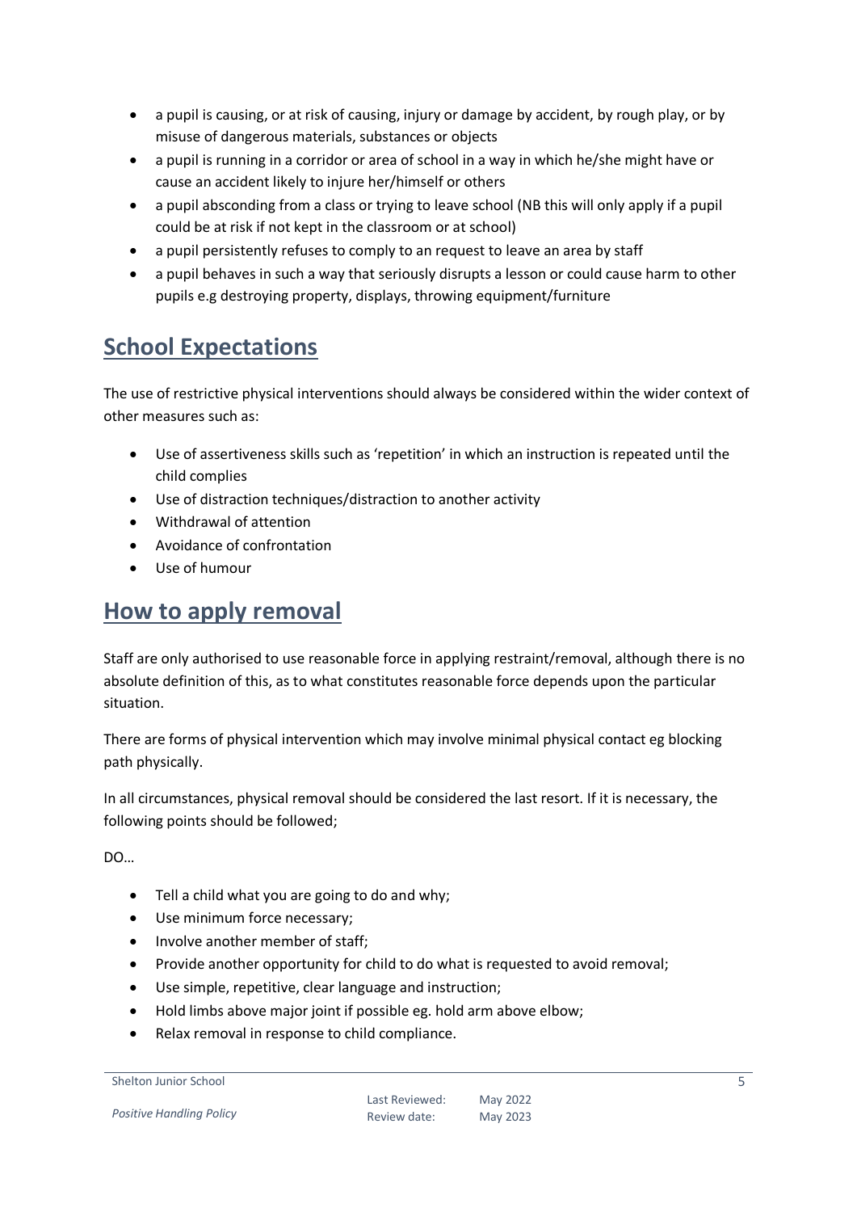- a pupil is causing, or at risk of causing, injury or damage by accident, by rough play, or by misuse of dangerous materials, substances or objects
- a pupil is running in a corridor or area of school in a way in which he/she might have or cause an accident likely to injure her/himself or others
- a pupil absconding from a class or trying to leave school (NB this will only apply if a pupil could be at risk if not kept in the classroom or at school)
- a pupil persistently refuses to comply to an request to leave an area by staff
- a pupil behaves in such a way that seriously disrupts a lesson or could cause harm to other pupils e.g destroying property, displays, throwing equipment/furniture

## School Expectations

The use of restrictive physical interventions should always be considered within the wider context of other measures such as:

- Use of assertiveness skills such as 'repetition' in which an instruction is repeated until the child complies
- Use of distraction techniques/distraction to another activity
- Withdrawal of attention
- Avoidance of confrontation
- Use of humour

## How to apply removal

Staff are only authorised to use reasonable force in applying restraint/removal, although there is no absolute definition of this, as to what constitutes reasonable force depends upon the particular situation.

There are forms of physical intervention which may involve minimal physical contact eg blocking path physically.

In all circumstances, physical removal should be considered the last resort. If it is necessary, the following points should be followed;

DO…

- Tell a child what you are going to do and why;
- Use minimum force necessary;
- Involve another member of staff;
- Provide another opportunity for child to do what is requested to avoid removal;
- Use simple, repetitive, clear language and instruction;
- Hold limbs above major joint if possible eg. hold arm above elbow;
- Relax removal in response to child compliance.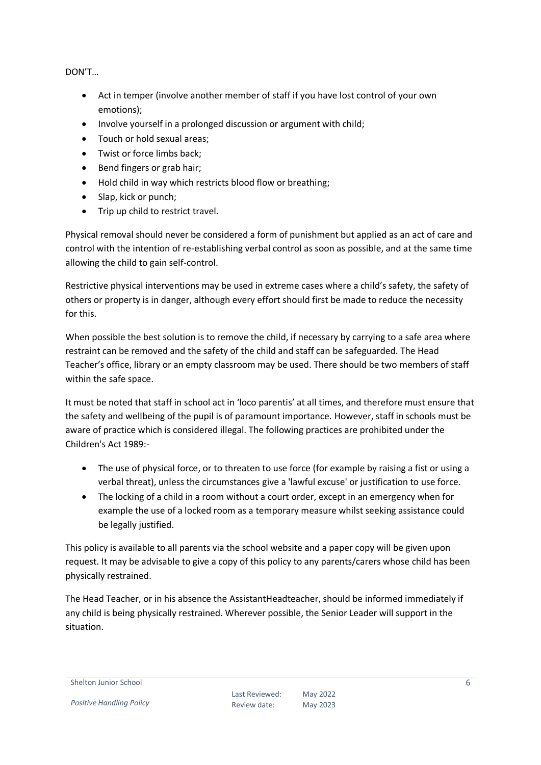DON'T…

- Act in temper (involve another member of staff if you have lost control of your own emotions);
- Involve yourself in a prolonged discussion or argument with child;
- Touch or hold sexual areas;
- Twist or force limbs back;
- Bend fingers or grab hair;
- Hold child in way which restricts blood flow or breathing;
- Slap, kick or punch;
- Trip up child to restrict travel.

Physical removal should never be considered a form of punishment but applied as an act of care and control with the intention of re-establishing verbal control as soon as possible, and at the same time allowing the child to gain self-control.

Restrictive physical interventions may be used in extreme cases where a child's safety, the safety of others or property is in danger, although every effort should first be made to reduce the necessity for this.

When possible the best solution is to remove the child, if necessary by carrying to a safe area where restraint can be removed and the safety of the child and staff can be safeguarded. The Head Teacher's office, library or an empty classroom may be used. There should be two members of staff within the safe space.

It must be noted that staff in school act in 'loco parentis' at all times, and therefore must ensure that the safety and wellbeing of the pupil is of paramount importance. However, staff in schools must be aware of practice which is considered illegal. The following practices are prohibited under the Children's Act 1989:-

- The use of physical force, or to threaten to use force (for example by raising a fist or using a verbal threat), unless the circumstances give a 'lawful excuse' or justification to use force.
- The locking of a child in a room without a court order, except in an emergency when for example the use of a locked room as a temporary measure whilst seeking assistance could be legally justified.

This policy is available to all parents via the school website and a paper copy will be given upon request. It may be advisable to give a copy of this policy to any parents/carers whose child has been physically restrained.

The Head Teacher, or in his absence the AssistantHeadteacher, should be informed immediately if any child is being physically restrained. Wherever possible, the Senior Leader will support in the situation.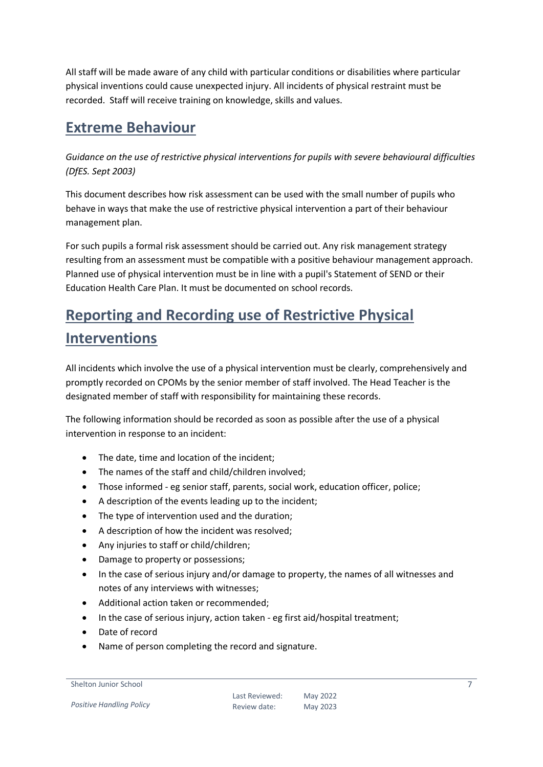All staff will be made aware of any child with particular conditions or disabilities where particular physical inventions could cause unexpected injury. All incidents of physical restraint must be recorded. Staff will receive training on knowledge, skills and values.

## Extreme Behaviour

*Guidance on the use of restrictive physical interventions for pupils with severe behavioural difficulties (DfES. Sept 2003)*

This document describes how risk assessment can be used with the small number of pupils who behave in ways that make the use of restrictive physical intervention a part of their behaviour management plan.

For such pupils a formal risk assessment should be carried out. Any risk management strategy resulting from an assessment must be compatible with a positive behaviour management approach. Planned use of physical intervention must be in line with a pupil's Statement of SEND or their Education Health Care Plan. It must be documented on school records.

## Reporting and Recording use of Restrictive Physical Interventions

All incidents which involve the use of a physical intervention must be clearly, comprehensively and promptly recorded on CPOMs by the senior member of staff involved. The Head Teacher is the designated member of staff with responsibility for maintaining these records.

The following information should be recorded as soon as possible after the use of a physical intervention in response to an incident:

- The date, time and location of the incident;
- The names of the staff and child/children involved;
- Those informed - eg senior staff, parents, social work, education officer, police;
- A description of the events leading up to the incident;
- The type of intervention used and the duration;
- A description of how the incident was resolved;
- Any injuries to staff or child/children;
- Damage to property or possessions;
- In the case of serious injury and/or damage to property, the names of all witnesses and notes of any interviews with witnesses;
- Additional action taken or recommended;
- In the case of serious injury, action taken - eg first aid/hospital treatment;
- Date of record
- Name of person completing the record and signature.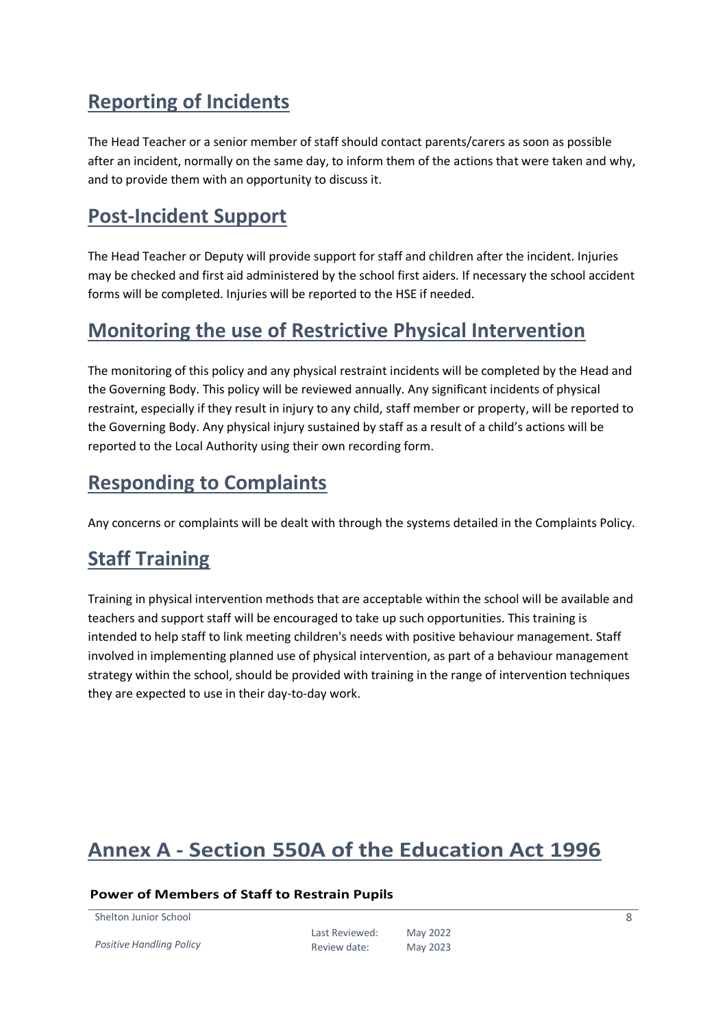## Reporting of Incidents

The Head Teacher or a senior member of staff should contact parents/carers as soon as possible after an incident, normally on the same day, to inform them of the actions that were taken and why, and to provide them with an opportunity to discuss it.

## Post-Incident Support

The Head Teacher or Deputy will provide support for staff and children after the incident. Injuries may be checked and first aid administered by the school first aiders. If necessary the school accident forms will be completed. Injuries will be reported to the HSE if needed.

## Monitoring the use of Restrictive Physical Intervention

The monitoring of this policy and any physical restraint incidents will be completed by the Head and the Governing Body. This policy will be reviewed annually. Any significant incidents of physical restraint, especially if they result in injury to any child, staff member or property, will be reported to the Governing Body. Any physical injury sustained by staff as a result of a child's actions will be reported to the Local Authority using their own recording form.

## Responding to Complaints

Any concerns or complaints will be dealt with through the systems detailed in the Complaints Policy.

## Staff Training

Training in physical intervention methods that are acceptable within the school will be available and teachers and support staff will be encouraged to take up such opportunities. This training is intended to help staff to link meeting children's needs with positive behaviour management. Staff involved in implementing planned use of physical intervention, as part of a behaviour management strategy within the school, should be provided with training in the range of intervention techniques they are expected to use in their day-to-day work.

# Annex A - Section 550A of the Education Act 1996

**Power of Members of Staff to Restrain Pupils**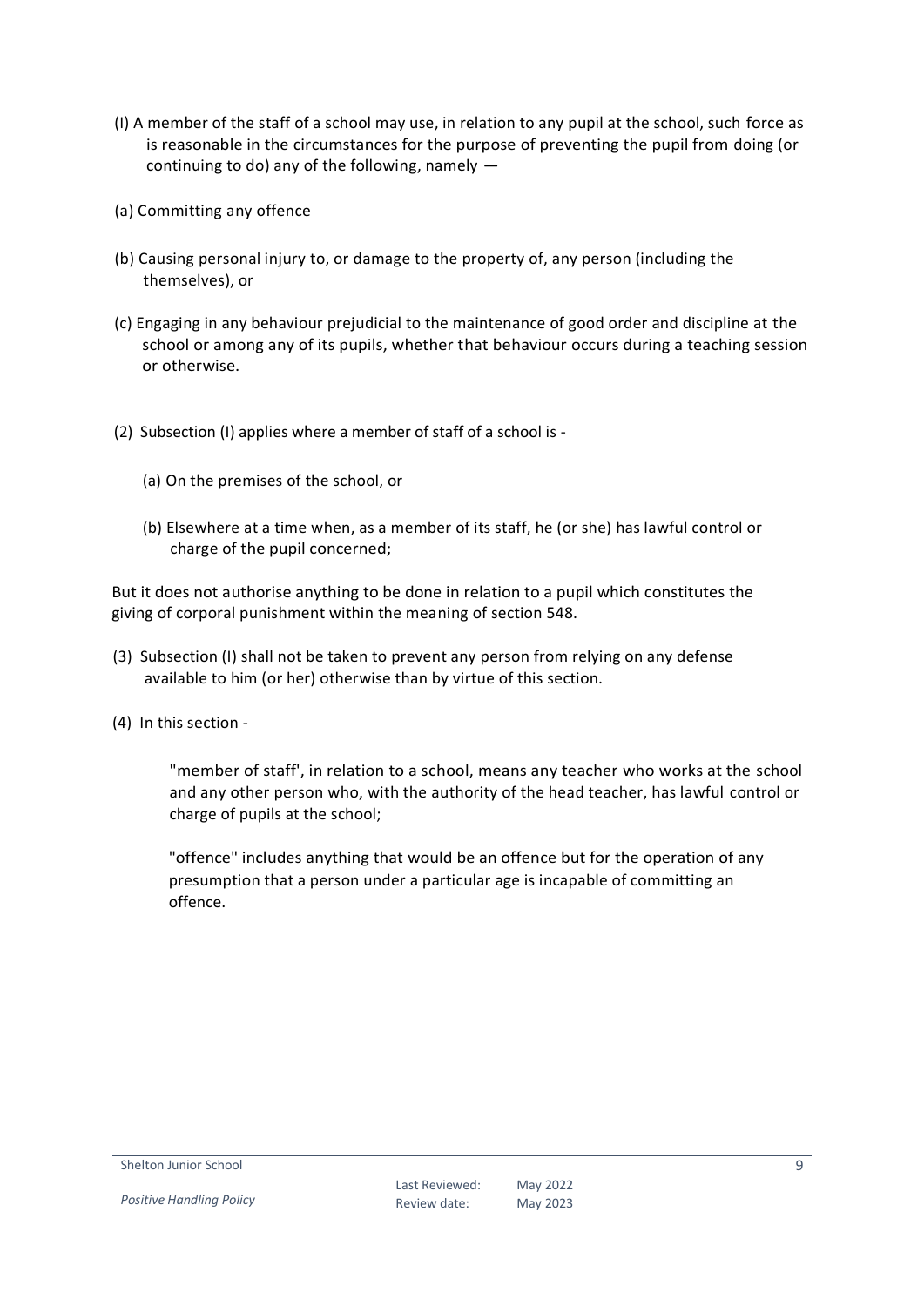(I) A member of the staff of a school may use, in relation to any pupil at the school, such force as is reasonable in the circumstances for the purpose of preventing the pupil from doing (or continuing to do) any of the following, namely —

(a) Committing any offence

(b) Causing personal injury to, or damage to the property of, any person (including the themselves), or

(c) Engaging in any behaviour prejudicial to the maintenance of good order and discipline at the school or among any of its pupils, whether that behaviour occurs during a teaching session or otherwise.

(2) Subsection (I) applies where a member of staff of a school is -

(a) On the premises of the school, or

(b) Elsewhere at a time when, as a member of its staff, he (or she) has lawful control or charge of the pupil concerned;

But it does not authorise anything to be done in relation to a pupil which constitutes the giving of corporal punishment within the meaning of section 548.

(3) Subsection (I) shall not be taken to prevent any person from relying on any defense available to him (or her) otherwise than by virtue of this section.

(4) In this section -

"member of staff', in relation to a school, means any teacher who works at the school and any other person who, with the authority of the head teacher, has lawful control or charge of pupils at the school;

"offence" includes anything that would be an offence but for the operation of any presumption that a person under a particular age is incapable of committing an offence.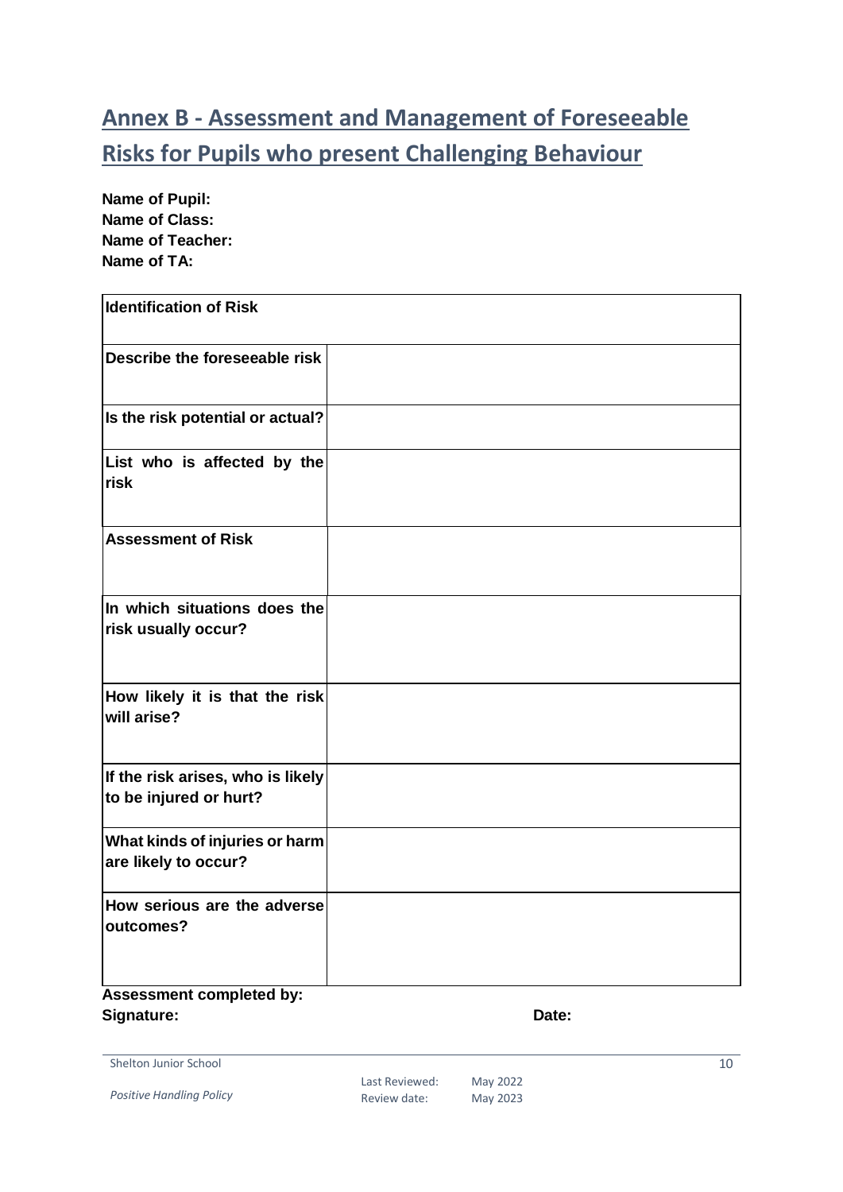# Annex B - Assessment and Management of Foreseeable Risks for Pupils who present Challenging Behaviour

**Name of Pupil:**
**Name of Class:**
**Name of Teacher:**
**Name of TA:**

| **Identification of Risk** | |
|---|---|
| **Describe the foreseeable risk** | |
| **Is the risk potential or actual?** | |
| **List who is affected by the risk** | |
| **Assessment of Risk** | |
| **In which situations does the risk usually occur?** | |
| **How likely it is that the risk will arise?** | |
| **If the risk arises, who is likely to be injured or hurt?** | |
| **What kinds of injuries or harm are likely to occur?** | |
| **How serious are the adverse outcomes?** | |

**Assessment completed by:**
**Signature:** **Date:**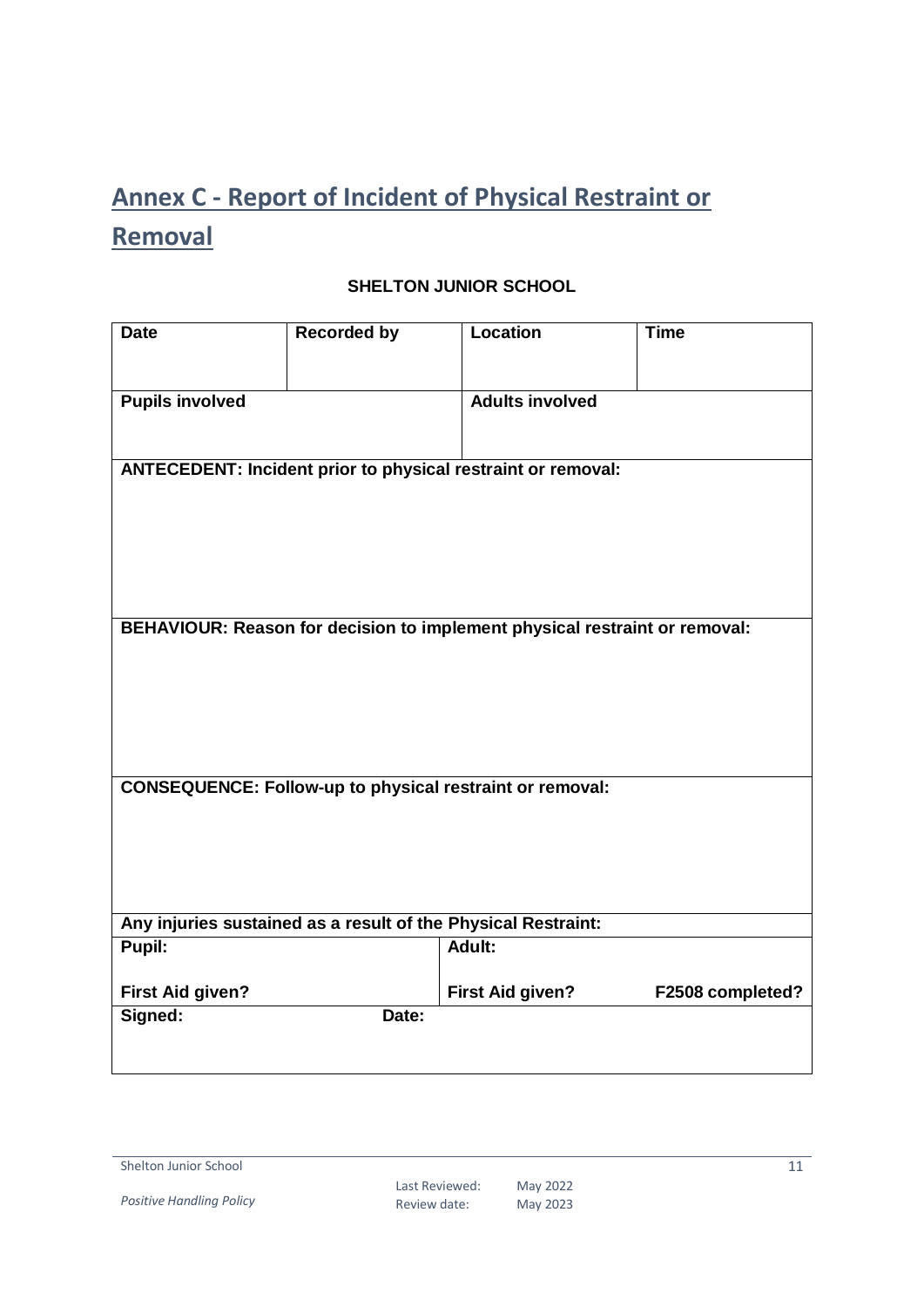# Annex C - Report of Incident of Physical Restraint or Removal

**SHELTON JUNIOR SCHOOL**

| **Date** | **Recorded by** | **Location** | **Time** |
|---|---|---|---|
| | | | |
| **Pupils involved** | | **Adults involved** | |
| **ANTECEDENT: Incident prior to physical restraint or removal:** | | | |
| **BEHAVIOUR: Reason for decision to implement physical restraint or removal:** | | | |
| **CONSEQUENCE: Follow-up to physical restraint or removal:** | | | |
| **Any injuries sustained as a result of the Physical Restraint:** | | | |
| **Pupil:** | | **Adult:** | |
| **First Aid given?** | | **First Aid given?** | **F2508 completed?** |
| **Signed:** | **Date:** | | |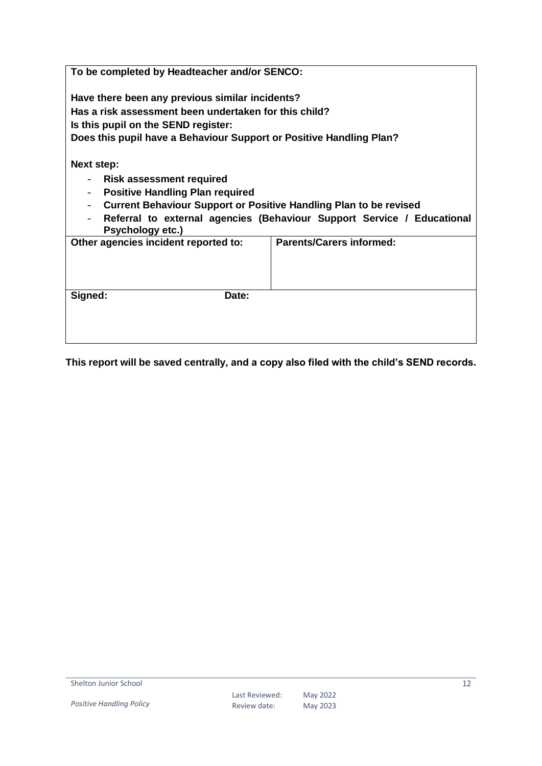| | |
|---|---|
| **To be completed by Headteacher and/or SENCO:**<br><br>**Have there been any previous similar incidents?**<br>**Has a risk assessment been undertaken for this child?**<br>**Is this pupil on the SEND register:**<br>**Does this pupil have a Behaviour Support or Positive Handling Plan?**<br><br>**Next step:**<br>- **Risk assessment required**<br>- **Positive Handling Plan required**<br>- **Current Behaviour Support or Positive Handling Plan to be revised**<br>- **Referral to external agencies (Behaviour Support Service / Educational Psychology etc.)** | |
| **Other agencies incident reported to:** | **Parents/Carers informed:** |
| **Signed:** **Date:** | |

**This report will be saved centrally, and a copy also filed with the child's SEND records.**